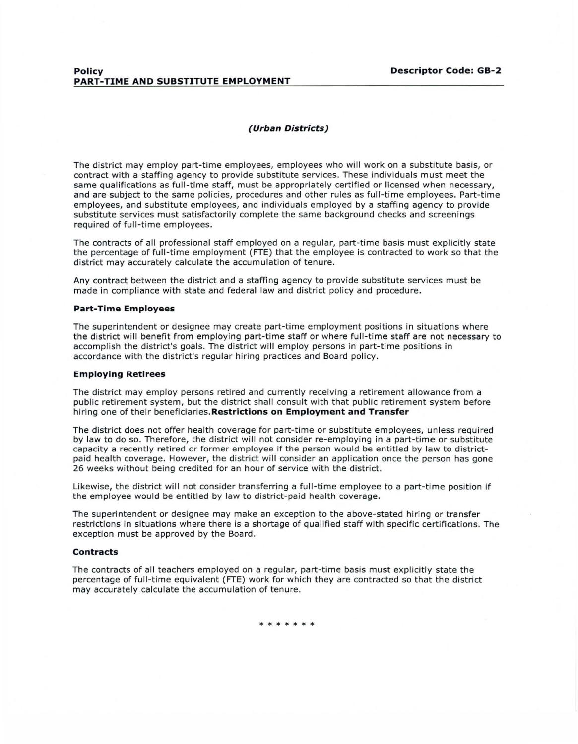**Policy** **Descriptor Code: GB-2**

**PART-TIME AND SUBSTITUTE EMPLOYMENT**

***(Urban Districts)***

The district may employ part-time employees, employees who will work on a substitute basis, or contract with a staffing agency to provide substitute services. These individuals must meet the same qualifications as full-time staff, must be appropriately certified or licensed when necessary, and are subject to the same policies, procedures and other rules as full-time employees. Part-time employees, and substitute employees, and individuals employed by a staffing agency to provide substitute services must satisfactorily complete the same background checks and screenings required of full-time employees.

The contracts of all professional staff employed on a regular, part-time basis must explicitly state the percentage of full-time employment (FTE) that the employee is contracted to work so that the district may accurately calculate the accumulation of tenure.

Any contract between the district and a staffing agency to provide substitute services must be made in compliance with state and federal law and district policy and procedure.

#### Part-Time Employees

The superintendent or designee may create part-time employment positions in situations where the district will benefit from employing part-time staff or where full-time staff are not necessary to accomplish the district's goals. The district will employ persons in part-time positions in accordance with the district's regular hiring practices and Board policy.

#### Employing Retirees

The district may employ persons retired and currently receiving a retirement allowance from a public retirement system, but the district shall consult with that public retirement system before hiring one of their beneficiaries.

#### Restrictions on Employment and Transfer

The district does not offer health coverage for part-time or substitute employees, unless required by law to do so. Therefore, the district will not consider re-employing in a part-time or substitute capacity a recently retired or former employee if the person would be entitled by law to district-paid health coverage. However, the district will consider an application once the person has gone 26 weeks without being credited for an hour of service with the district.

Likewise, the district will not consider transferring a full-time employee to a part-time position if the employee would be entitled by law to district-paid health coverage.

The superintendent or designee may make an exception to the above-stated hiring or transfer restrictions in situations where there is a shortage of qualified staff with specific certifications. The exception must be approved by the Board.

#### Contracts

The contracts of all teachers employed on a regular, part-time basis must explicitly state the percentage of full-time equivalent (FTE) work for which they are contracted so that the district may accurately calculate the accumulation of tenure.

\* \* \* \* \* \* \*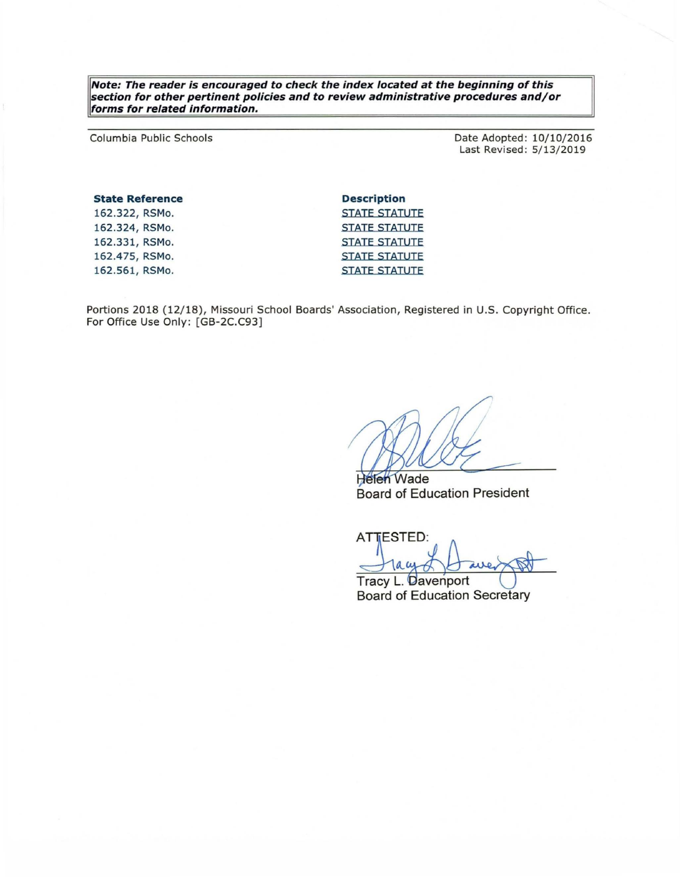***Note: The reader is encouraged to check the index located at the beginning of this section for other pertinent policies and to review administrative procedures and/or forms for related information.***

Columbia Public Schools

Date Adopted: 10/10/2016
Last Revised: 5/13/2019

| **State Reference** | **Description** |
| --- | --- |
| 162.322, RSMo. | STATE STATUTE |
| 162.324, RSMo. | STATE STATUTE |
| 162.331, RSMo. | STATE STATUTE |
| 162.475, RSMo. | STATE STATUTE |
| 162.561, RSMo. | STATE STATUTE |

Portions 2018 (12/18), Missouri School Boards' Association, Registered in U.S. Copyright Office.
For Office Use Only: [GB-2C.C93]

Helen Wade
Board of Education President

ATTESTED:

Tracy L. Davenport
Board of Education Secretary